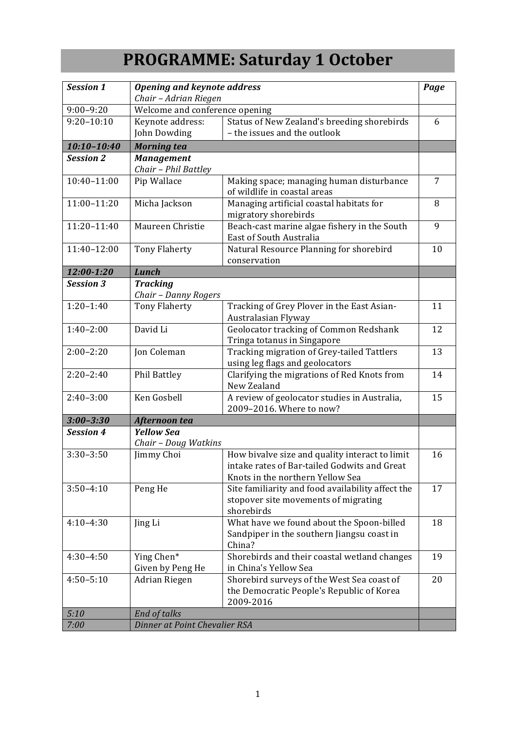# PROGRAMME: Saturday 1 October

| ***Session 1*** | ***Opening and keynote address*** *Chair – Adrian Riegen* | | ***Page*** |
|---|---|---|---|
| 9:00–9:20 | Welcome and conference opening | | |
| 9:20–10:10 | Keynote address: John Dowding | Status of New Zealand's breeding shorebirds – the issues and the outlook | 6 |
| ***10:10–10:40*** | ***Morning tea*** | | |
| ***Session 2*** | ***Management*** *Chair – Phil Battley* | | |
| 10:40–11:00 | Pip Wallace | Making space; managing human disturbance of wildlife in coastal areas | 7 |
| 11:00–11:20 | Micha Jackson | Managing artificial coastal habitats for migratory shorebirds | 8 |
| 11:20–11:40 | Maureen Christie | Beach-cast marine algae fishery in the South East of South Australia | 9 |
| 11:40–12:00 | Tony Flaherty | Natural Resource Planning for shorebird conservation | 10 |
| ***12:00-1:20*** | ***Lunch*** | | |
| ***Session 3*** | ***Tracking*** *Chair – Danny Rogers* | | |
| 1:20–1:40 | Tony Flaherty | Tracking of Grey Plover in the East Asian-Australasian Flyway | 11 |
| 1:40–2:00 | David Li | Geolocator tracking of Common Redshank Tringa totanus in Singapore | 12 |
| 2:00–2:20 | Jon Coleman | Tracking migration of Grey-tailed Tattlers using leg flags and geolocators | 13 |
| 2:20–2:40 | Phil Battley | Clarifying the migrations of Red Knots from New Zealand | 14 |
| 2:40–3:00 | Ken Gosbell | A review of geolocator studies in Australia, 2009–2016. Where to now? | 15 |
| ***3:00–3:30*** | ***Afternoon tea*** | | |
| ***Session 4*** | ***Yellow Sea*** *Chair – Doug Watkins* | | |
| 3:30–3:50 | Jimmy Choi | How bivalve size and quality interact to limit intake rates of Bar-tailed Godwits and Great Knots in the northern Yellow Sea | 16 |
| 3:50–4:10 | Peng He | Site familiarity and food availability affect the stopover site movements of migrating shorebirds | 17 |
| 4:10–4:30 | Jing Li | What have we found about the Spoon-billed Sandpiper in the southern Jiangsu coast in China? | 18 |
| 4:30–4:50 | Ying Chen* Given by Peng He | Shorebirds and their coastal wetland changes in China's Yellow Sea | 19 |
| 4:50–5:10 | Adrian Riegen | Shorebird surveys of the West Sea coast of the Democratic People's Republic of Korea 2009-2016 | 20 |
| *5:10* | *End of talks* | | |
| *7:00* | *Dinner at Point Chevalier RSA* | | |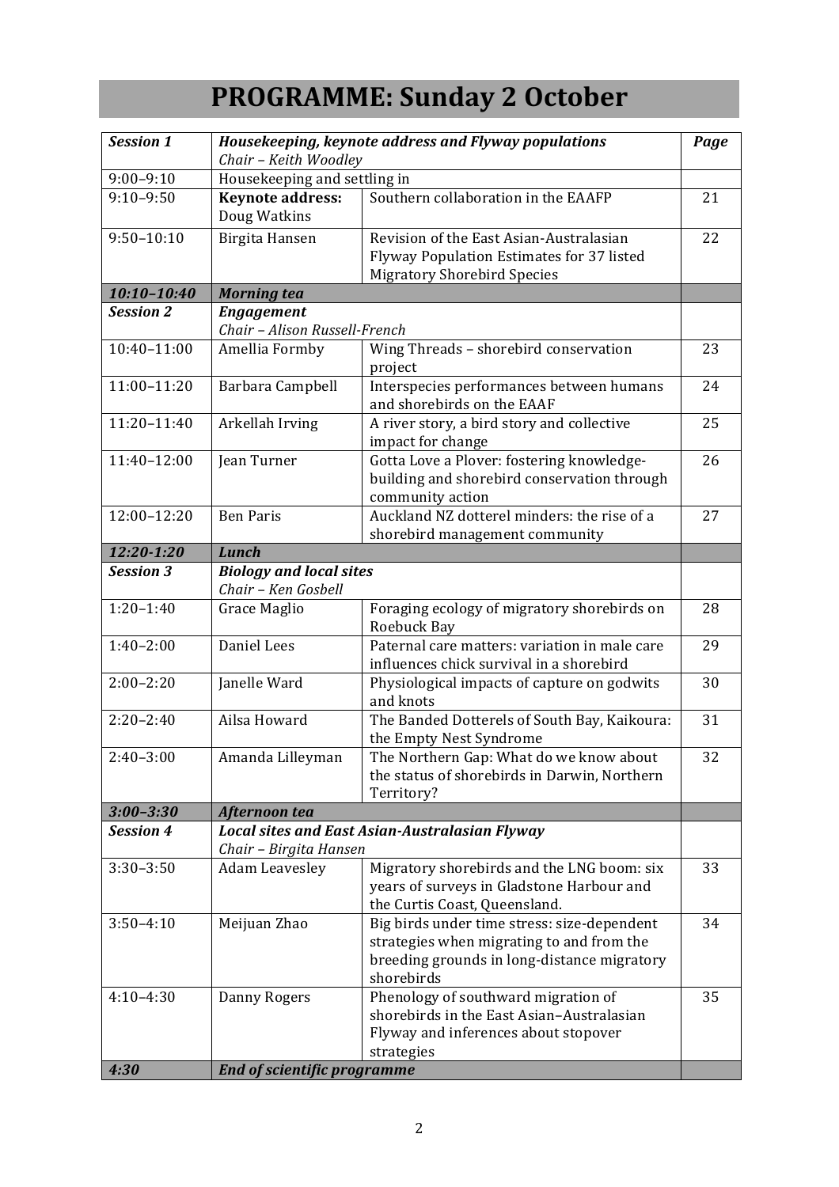# PROGRAMME: Sunday 2 October

| ***Session 1*** | ***Housekeeping, keynote address and Flyway populations*** *Chair – Keith Woodley* | | **Page** |
|---|---|---|---|
| 9:00–9:10 | Housekeeping and settling in | | |
| 9:10–9:50 | **Keynote address:** Doug Watkins | Southern collaboration in the EAAFP | 21 |
| 9:50–10:10 | Birgita Hansen | Revision of the East Asian-Australasian Flyway Population Estimates for 37 listed Migratory Shorebird Species | 22 |
| ***10:10–10:40*** | ***Morning tea*** | | |
| ***Session 2*** | ***Engagement*** *Chair – Alison Russell-French* | | |
| 10:40–11:00 | Amellia Formby | Wing Threads – shorebird conservation project | 23 |
| 11:00–11:20 | Barbara Campbell | Interspecies performances between humans and shorebirds on the EAAF | 24 |
| 11:20–11:40 | Arkellah Irving | A river story, a bird story and collective impact for change | 25 |
| 11:40–12:00 | Jean Turner | Gotta Love a Plover: fostering knowledge-building and shorebird conservation through community action | 26 |
| 12:00–12:20 | Ben Paris | Auckland NZ dotterel minders: the rise of a shorebird management community | 27 |
| ***12:20-1:20*** | ***Lunch*** | | |
| ***Session 3*** | ***Biology and local sites*** *Chair – Ken Gosbell* | | |
| 1:20–1:40 | Grace Maglio | Foraging ecology of migratory shorebirds on Roebuck Bay | 28 |
| 1:40–2:00 | Daniel Lees | Paternal care matters: variation in male care influences chick survival in a shorebird | 29 |
| 2:00–2:20 | Janelle Ward | Physiological impacts of capture on godwits and knots | 30 |
| 2:20–2:40 | Ailsa Howard | The Banded Dotterels of South Bay, Kaikoura: the Empty Nest Syndrome | 31 |
| 2:40–3:00 | Amanda Lilleyman | The Northern Gap: What do we know about the status of shorebirds in Darwin, Northern Territory? | 32 |
| ***3:00–3:30*** | ***Afternoon tea*** | | |
| ***Session 4*** | ***Local sites and East Asian-Australasian Flyway*** *Chair – Birgita Hansen* | | |
| 3:30–3:50 | Adam Leavesley | Migratory shorebirds and the LNG boom: six years of surveys in Gladstone Harbour and the Curtis Coast, Queensland. | 33 |
| 3:50–4:10 | Meijuan Zhao | Big birds under time stress: size-dependent strategies when migrating to and from the breeding grounds in long-distance migratory shorebirds | 34 |
| 4:10–4:30 | Danny Rogers | Phenology of southward migration of shorebirds in the East Asian–Australasian Flyway and inferences about stopover strategies | 35 |
| ***4:30*** | ***End of scientific programme*** | | |